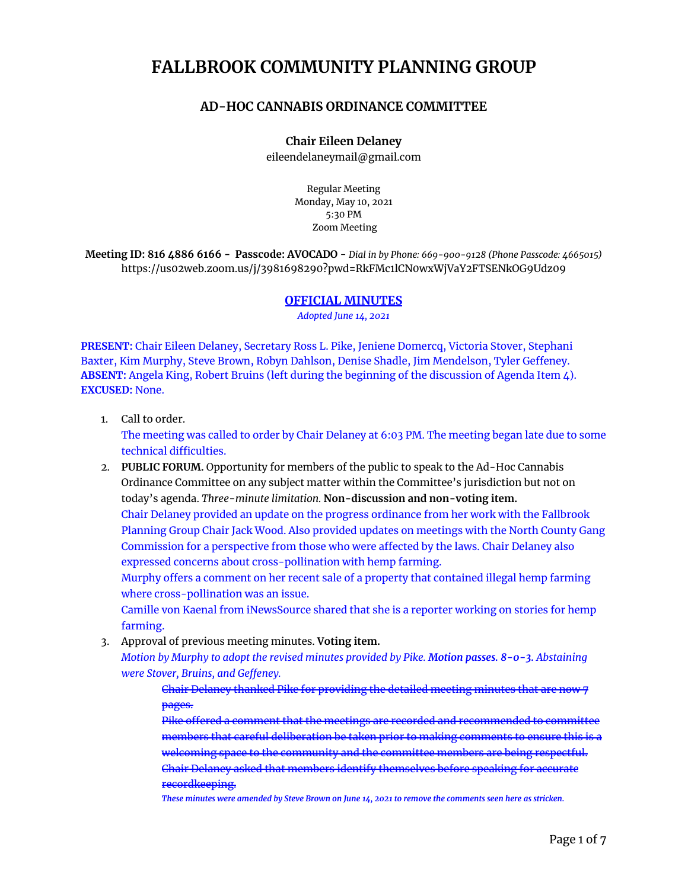# FALLBROOK COMMUNITY PLANNING GROUP

## AD-HOC CANNABIS ORDINANCE COMMITTEE

**Chair Eileen Delaney**
eileendelaneymail@gmail.com

Regular Meeting
Monday, May 10, 2021
5:30 PM
Zoom Meeting

**Meeting ID: 816 4886 6166 - Passcode: AVOCADO** - *Dial in by Phone: 669-900-9128 (Phone Passcode: 4665015)*
https://us02web.zoom.us/j/3981698290?pwd=RkFMc1lCN0wxWjVaY2FTSENkOG9Udz09

**OFFICIAL MINUTES**
*Adopted June 14, 2021*

**PRESENT:** Chair Eileen Delaney, Secretary Ross L. Pike, Jeniene Domercq, Victoria Stover, Stephani Baxter, Kim Murphy, Steve Brown, Robyn Dahlson, Denise Shadle, Jim Mendelson, Tyler Geffeney.
**ABSENT:** Angela King, Robert Bruins (left during the beginning of the discussion of Agenda Item 4).
**EXCUSED:** None.

1. Call to order.
   The meeting was called to order by Chair Delaney at 6:03 PM. The meeting began late due to some technical difficulties.
2. **PUBLIC FORUM.** Opportunity for members of the public to speak to the Ad-Hoc Cannabis Ordinance Committee on any subject matter within the Committee's jurisdiction but not on today's agenda. *Three-minute limitation.* **Non-discussion and non-voting item.**
   Chair Delaney provided an update on the progress ordinance from her work with the Fallbrook Planning Group Chair Jack Wood. Also provided updates on meetings with the North County Gang Commission for a perspective from those who were affected by the laws. Chair Delaney also expressed concerns about cross-pollination with hemp farming.
   Murphy offers a comment on her recent sale of a property that contained illegal hemp farming where cross-pollination was an issue.
   Camille von Kaenal from iNewsSource shared that she is a reporter working on stories for hemp farming.
3. Approval of previous meeting minutes. **Voting item.**
   *Motion by Murphy to adopt the revised minutes provided by Pike.* ***Motion passes. 8-0-3.*** *Abstaining were Stover, Bruins, and Geffeney.*
   
   ~~Chair Delaney thanked Pike for providing the detailed meeting minutes that are now 7 pages.~~
   ~~Pike offered a comment that the meetings are recorded and recommended to committee members that careful deliberation be taken prior to making comments to ensure this is a welcoming space to the community and the committee members are being respectful.~~
   ~~Chair Delaney asked that members identify themselves before speaking for accurate recordkeeping.~~
   
   ***These minutes were amended by Steve Brown on June 14, 2021 to remove the comments seen here as stricken.***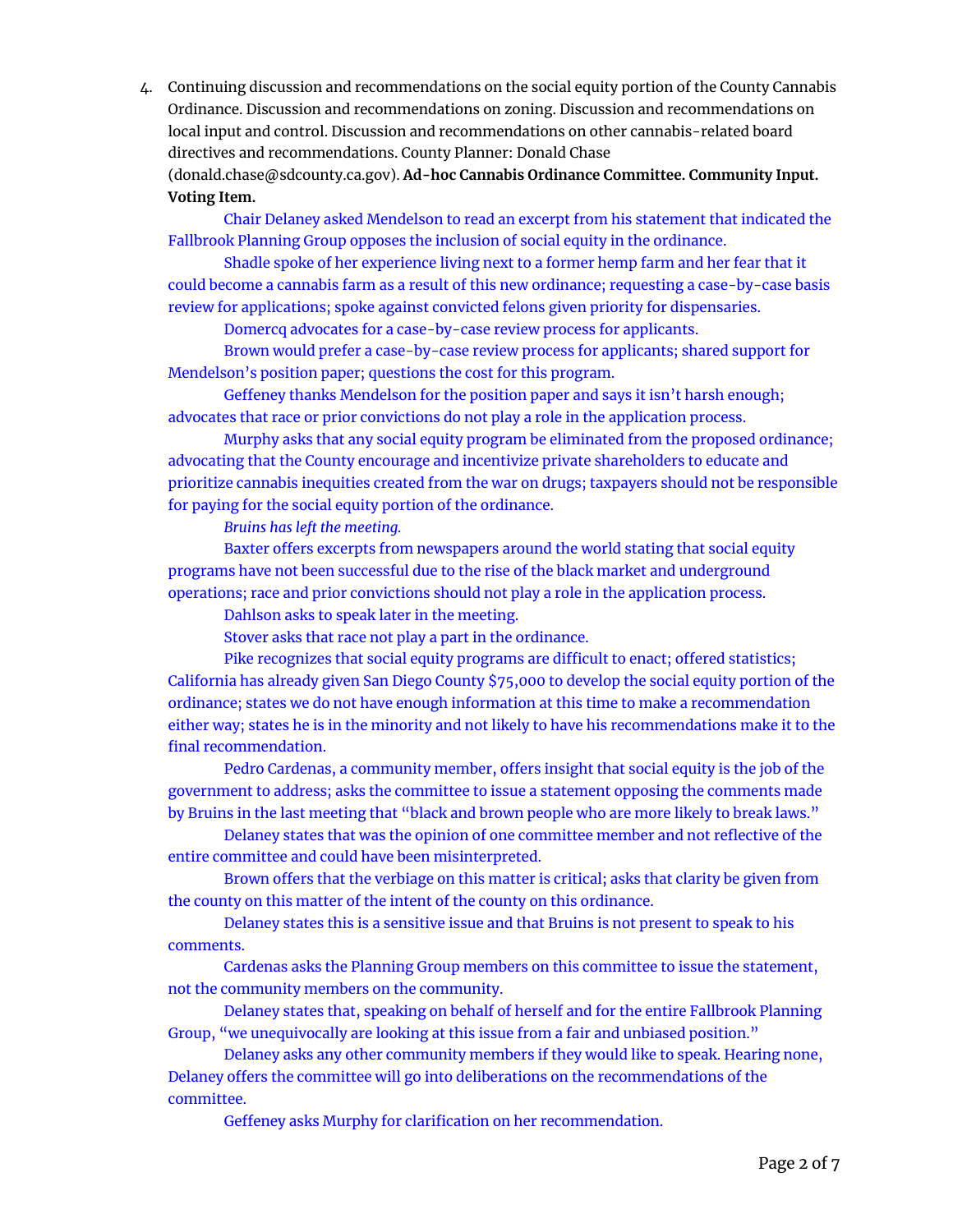4. Continuing discussion and recommendations on the social equity portion of the County Cannabis Ordinance. Discussion and recommendations on zoning. Discussion and recommendations on local input and control. Discussion and recommendations on other cannabis-related board directives and recommendations. County Planner: Donald Chase (donald.chase@sdcounty.ca.gov). **Ad-hoc Cannabis Ordinance Committee. Community Input. Voting Item.**

   Chair Delaney asked Mendelson to read an excerpt from his statement that indicated the Fallbrook Planning Group opposes the inclusion of social equity in the ordinance.

   Shadle spoke of her experience living next to a former hemp farm and her fear that it could become a cannabis farm as a result of this new ordinance; requesting a case-by-case basis review for applications; spoke against convicted felons given priority for dispensaries.

   Domercq advocates for a case-by-case review process for applicants.

   Brown would prefer a case-by-case review process for applicants; shared support for Mendelson's position paper; questions the cost for this program.

   Geffeney thanks Mendelson for the position paper and says it isn't harsh enough; advocates that race or prior convictions do not play a role in the application process.

   Murphy asks that any social equity program be eliminated from the proposed ordinance; advocating that the County encourage and incentivize private shareholders to educate and prioritize cannabis inequities created from the war on drugs; taxpayers should not be responsible for paying for the social equity portion of the ordinance.

   *Bruins has left the meeting.*

   Baxter offers excerpts from newspapers around the world stating that social equity programs have not been successful due to the rise of the black market and underground operations; race and prior convictions should not play a role in the application process.

   Dahlson asks to speak later in the meeting.

   Stover asks that race not play a part in the ordinance.

   Pike recognizes that social equity programs are difficult to enact; offered statistics; California has already given San Diego County $75,000 to develop the social equity portion of the ordinance; states we do not have enough information at this time to make a recommendation either way; states he is in the minority and not likely to have his recommendations make it to the final recommendation.

   Pedro Cardenas, a community member, offers insight that social equity is the job of the government to address; asks the committee to issue a statement opposing the comments made by Bruins in the last meeting that "black and brown people who are more likely to break laws."

   Delaney states that was the opinion of one committee member and not reflective of the entire committee and could have been misinterpreted.

   Brown offers that the verbiage on this matter is critical; asks that clarity be given from the county on this matter of the intent of the county on this ordinance.

   Delaney states this is a sensitive issue and that Bruins is not present to speak to his comments.

   Cardenas asks the Planning Group members on this committee to issue the statement, not the community members on the community.

   Delaney states that, speaking on behalf of herself and for the entire Fallbrook Planning Group, "we unequivocally are looking at this issue from a fair and unbiased position."

   Delaney asks any other community members if they would like to speak. Hearing none, Delaney offers the committee will go into deliberations on the recommendations of the committee.

   Geffeney asks Murphy for clarification on her recommendation.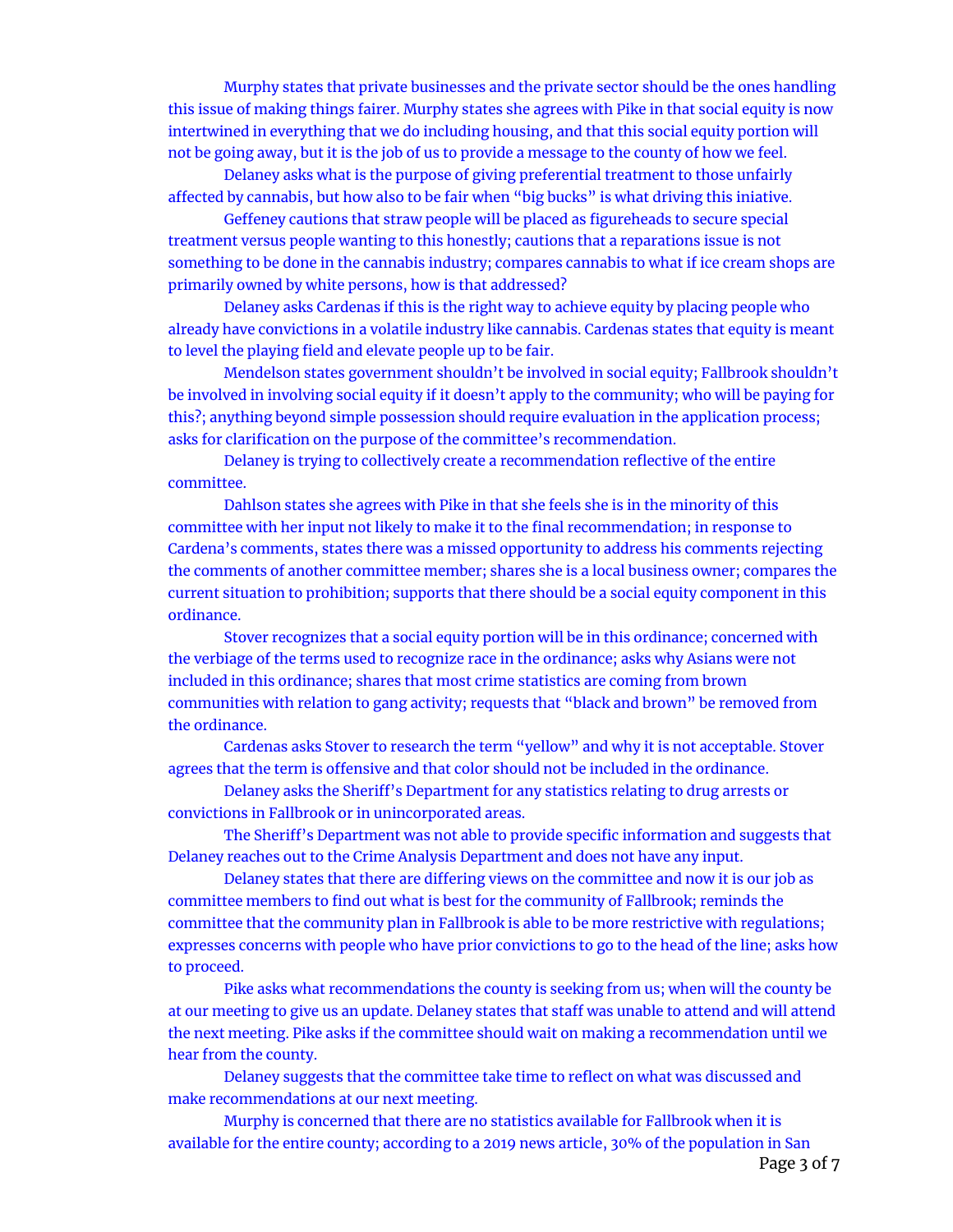Murphy states that private businesses and the private sector should be the ones handling this issue of making things fairer. Murphy states she agrees with Pike in that social equity is now intertwined in everything that we do including housing, and that this social equity portion will not be going away, but it is the job of us to provide a message to the county of how we feel.

Delaney asks what is the purpose of giving preferential treatment to those unfairly affected by cannabis, but how also to be fair when "big bucks" is what driving this iniative.

Geffeney cautions that straw people will be placed as figureheads to secure special treatment versus people wanting to this honestly; cautions that a reparations issue is not something to be done in the cannabis industry; compares cannabis to what if ice cream shops are primarily owned by white persons, how is that addressed?

Delaney asks Cardenas if this is the right way to achieve equity by placing people who already have convictions in a volatile industry like cannabis. Cardenas states that equity is meant to level the playing field and elevate people up to be fair.

Mendelson states government shouldn't be involved in social equity; Fallbrook shouldn't be involved in involving social equity if it doesn't apply to the community; who will be paying for this?; anything beyond simple possession should require evaluation in the application process; asks for clarification on the purpose of the committee's recommendation.

Delaney is trying to collectively create a recommendation reflective of the entire committee.

Dahlson states she agrees with Pike in that she feels she is in the minority of this committee with her input not likely to make it to the final recommendation; in response to Cardena's comments, states there was a missed opportunity to address his comments rejecting the comments of another committee member; shares she is a local business owner; compares the current situation to prohibition; supports that there should be a social equity component in this ordinance.

Stover recognizes that a social equity portion will be in this ordinance; concerned with the verbiage of the terms used to recognize race in the ordinance; asks why Asians were not included in this ordinance; shares that most crime statistics are coming from brown communities with relation to gang activity; requests that "black and brown" be removed from the ordinance.

Cardenas asks Stover to research the term "yellow" and why it is not acceptable. Stover agrees that the term is offensive and that color should not be included in the ordinance.

Delaney asks the Sheriff's Department for any statistics relating to drug arrests or convictions in Fallbrook or in unincorporated areas.

The Sheriff's Department was not able to provide specific information and suggests that Delaney reaches out to the Crime Analysis Department and does not have any input.

Delaney states that there are differing views on the committee and now it is our job as committee members to find out what is best for the community of Fallbrook; reminds the committee that the community plan in Fallbrook is able to be more restrictive with regulations; expresses concerns with people who have prior convictions to go to the head of the line; asks how to proceed.

Pike asks what recommendations the county is seeking from us; when will the county be at our meeting to give us an update. Delaney states that staff was unable to attend and will attend the next meeting. Pike asks if the committee should wait on making a recommendation until we hear from the county.

Delaney suggests that the committee take time to reflect on what was discussed and make recommendations at our next meeting.

Murphy is concerned that there are no statistics available for Fallbrook when it is available for the entire county; according to a 2019 news article, 30% of the population in San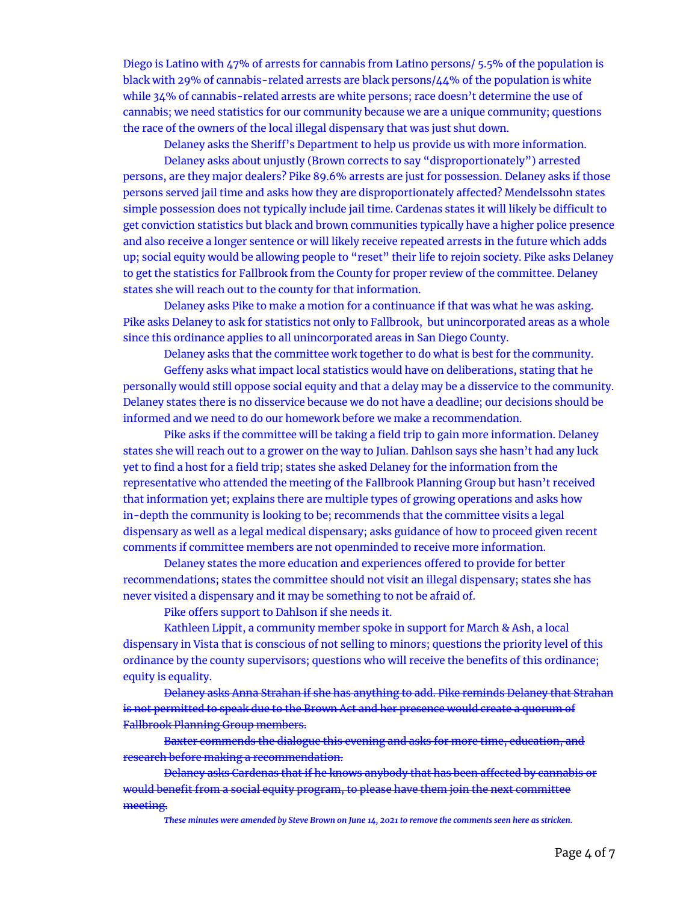Diego is Latino with 47% of arrests for cannabis from Latino persons/ 5.5% of the population is black with 29% of cannabis-related arrests are black persons/44% of the population is white while 34% of cannabis-related arrests are white persons; race doesn't determine the use of cannabis; we need statistics for our community because we are a unique community; questions the race of the owners of the local illegal dispensary that was just shut down.

Delaney asks the Sheriff's Department to help us provide us with more information.

Delaney asks about unjustly (Brown corrects to say "disproportionately") arrested persons, are they major dealers? Pike 89.6% arrests are just for possession. Delaney asks if those persons served jail time and asks how they are disproportionately affected? Mendelssohn states simple possession does not typically include jail time. Cardenas states it will likely be difficult to get conviction statistics but black and brown communities typically have a higher police presence and also receive a longer sentence or will likely receive repeated arrests in the future which adds up; social equity would be allowing people to "reset" their life to rejoin society. Pike asks Delaney to get the statistics for Fallbrook from the County for proper review of the committee. Delaney states she will reach out to the county for that information.

Delaney asks Pike to make a motion for a continuance if that was what he was asking. Pike asks Delaney to ask for statistics not only to Fallbrook, but unincorporated areas as a whole since this ordinance applies to all unincorporated areas in San Diego County.

Delaney asks that the committee work together to do what is best for the community.

Geffeny asks what impact local statistics would have on deliberations, stating that he personally would still oppose social equity and that a delay may be a disservice to the community. Delaney states there is no disservice because we do not have a deadline; our decisions should be informed and we need to do our homework before we make a recommendation.

Pike asks if the committee will be taking a field trip to gain more information. Delaney states she will reach out to a grower on the way to Julian. Dahlson says she hasn't had any luck yet to find a host for a field trip; states she asked Delaney for the information from the representative who attended the meeting of the Fallbrook Planning Group but hasn't received that information yet; explains there are multiple types of growing operations and asks how in-depth the community is looking to be; recommends that the committee visits a legal dispensary as well as a legal medical dispensary; asks guidance of how to proceed given recent comments if committee members are not openminded to receive more information.

Delaney states the more education and experiences offered to provide for better recommendations; states the committee should not visit an illegal dispensary; states she has never visited a dispensary and it may be something to not be afraid of.

Pike offers support to Dahlson if she needs it.

Kathleen Lippit, a community member spoke in support for March & Ash, a local dispensary in Vista that is conscious of not selling to minors; questions the priority level of this ordinance by the county supervisors; questions who will receive the benefits of this ordinance; equity is equality.

~~Delaney asks Anna Strahan if she has anything to add. Pike reminds Delaney that Strahan is not permitted to speak due to the Brown Act and her presence would create a quorum of Fallbrook Planning Group members.~~

~~Baxter commends the dialogue this evening and asks for more time, education, and research before making a recommendation.~~

~~Delaney asks Cardenas that if he knows anybody that has been affected by cannabis or would benefit from a social equity program, to please have them join the next committee meeting.~~

***These minutes were amended by Steve Brown on June 14, 2021 to remove the comments seen here as stricken.***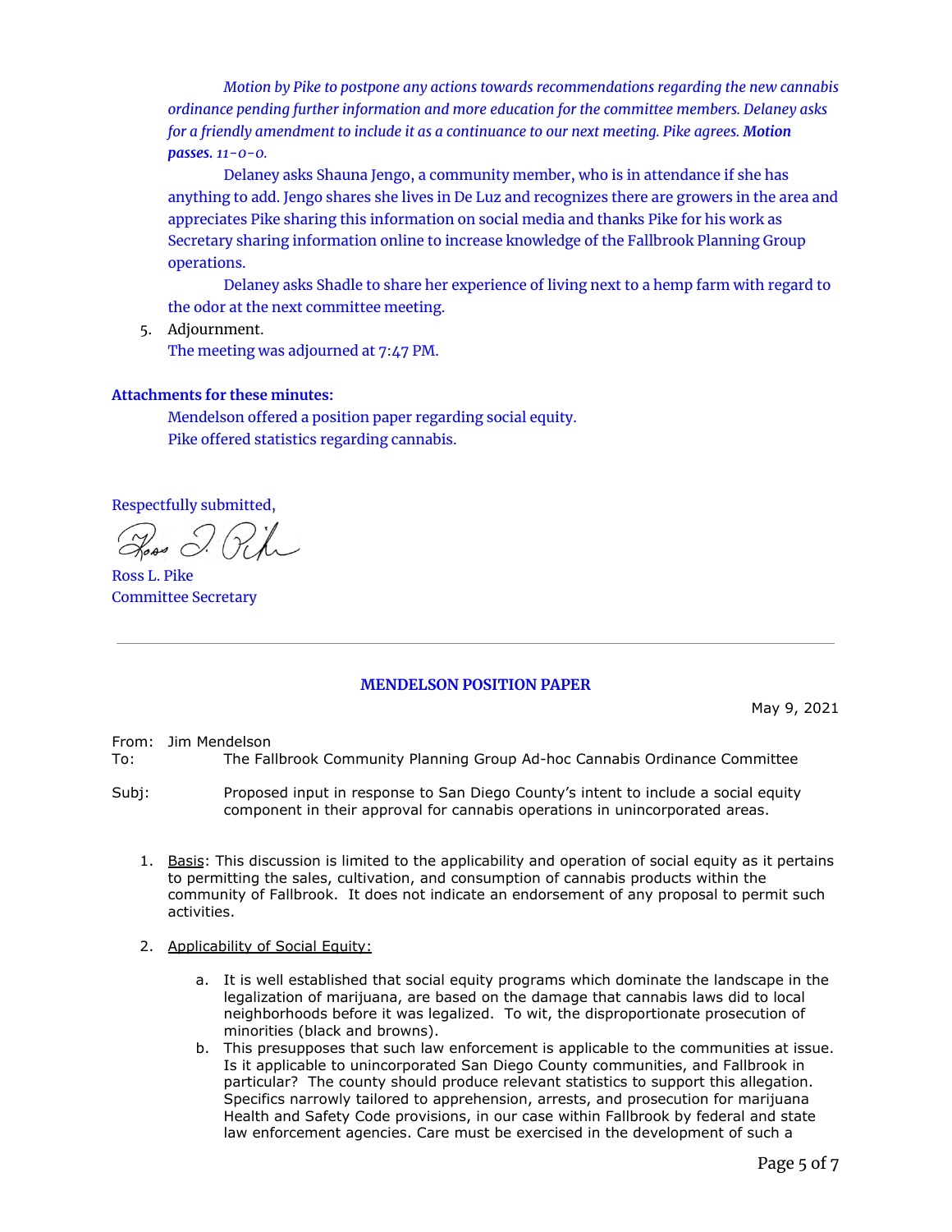*Motion by Pike to postpone any actions towards recommendations regarding the new cannabis ordinance pending further information and more education for the committee members. Delaney asks for a friendly amendment to include it as a continuance to our next meeting. Pike agrees.* ***Motion passes.*** *11-0-0.*

Delaney asks Shauna Jengo, a community member, who is in attendance if she has anything to add. Jengo shares she lives in De Luz and recognizes there are growers in the area and appreciates Pike sharing this information on social media and thanks Pike for his work as Secretary sharing information online to increase knowledge of the Fallbrook Planning Group operations.

Delaney asks Shadle to share her experience of living next to a hemp farm with regard to the odor at the next committee meeting.

5. Adjournment.
   The meeting was adjourned at 7:47 PM.

**Attachments for these minutes:**

Mendelson offered a position paper regarding social equity.
Pike offered statistics regarding cannabis.

Respectfully submitted,

Ross L. Pike
Committee Secretary

---

## MENDELSON POSITION PAPER

May 9, 2021

From: Jim Mendelson
To: The Fallbrook Community Planning Group Ad-hoc Cannabis Ordinance Committee

Subj: Proposed input in response to San Diego County's intent to include a social equity component in their approval for cannabis operations in unincorporated areas.

1. Basis: This discussion is limited to the applicability and operation of social equity as it pertains to permitting the sales, cultivation, and consumption of cannabis products within the community of Fallbrook. It does not indicate an endorsement of any proposal to permit such activities.

2. Applicability of Social Equity:

   a. It is well established that social equity programs which dominate the landscape in the legalization of marijuana, are based on the damage that cannabis laws did to local neighborhoods before it was legalized. To wit, the disproportionate prosecution of minorities (black and browns).

   b. This presupposes that such law enforcement is applicable to the communities at issue. Is it applicable to unincorporated San Diego County communities, and Fallbrook in particular? The county should produce relevant statistics to support this allegation. Specifics narrowly tailored to apprehension, arrests, and prosecution for marijuana Health and Safety Code provisions, in our case within Fallbrook by federal and state law enforcement agencies. Care must be exercised in the development of such a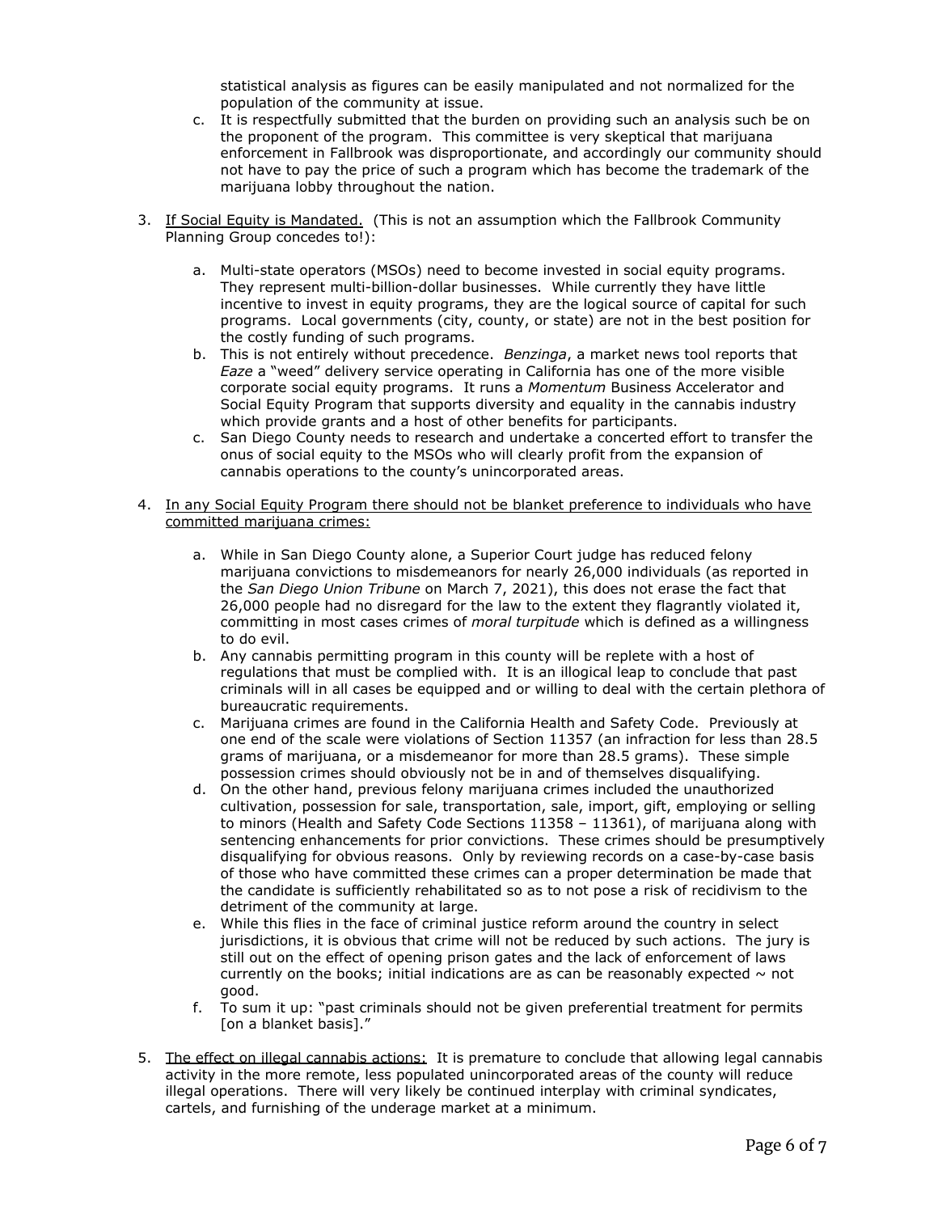statistical analysis as figures can be easily manipulated and not normalized for the population of the community at issue.

c. It is respectfully submitted that the burden on providing such an analysis such be on the proponent of the program. This committee is very skeptical that marijuana enforcement in Fallbrook was disproportionate, and accordingly our community should not have to pay the price of such a program which has become the trademark of the marijuana lobby throughout the nation.

3. <u>If Social Equity is Mandated.</u> (This is not an assumption which the Fallbrook Community Planning Group concedes to!):

   a. Multi-state operators (MSOs) need to become invested in social equity programs. They represent multi-billion-dollar businesses. While currently they have little incentive to invest in equity programs, they are the logical source of capital for such programs. Local governments (city, county, or state) are not in the best position for the costly funding of such programs.
   b. This is not entirely without precedence. *Benzinga*, a market news tool reports that *Eaze* a "weed" delivery service operating in California has one of the more visible corporate social equity programs. It runs a *Momentum* Business Accelerator and Social Equity Program that supports diversity and equality in the cannabis industry which provide grants and a host of other benefits for participants.
   c. San Diego County needs to research and undertake a concerted effort to transfer the onus of social equity to the MSOs who will clearly profit from the expansion of cannabis operations to the county's unincorporated areas.

4. <u>In any Social Equity Program there should not be blanket preference to individuals who have committed marijuana crimes:</u>

   a. While in San Diego County alone, a Superior Court judge has reduced felony marijuana convictions to misdemeanors for nearly 26,000 individuals (as reported in the *San Diego Union Tribune* on March 7, 2021), this does not erase the fact that 26,000 people had no disregard for the law to the extent they flagrantly violated it, committing in most cases crimes of *moral turpitude* which is defined as a willingness to do evil.
   b. Any cannabis permitting program in this county will be replete with a host of regulations that must be complied with. It is an illogical leap to conclude that past criminals will in all cases be equipped and or willing to deal with the certain plethora of bureaucratic requirements.
   c. Marijuana crimes are found in the California Health and Safety Code. Previously at one end of the scale were violations of Section 11357 (an infraction for less than 28.5 grams of marijuana, or a misdemeanor for more than 28.5 grams). These simple possession crimes should obviously not be in and of themselves disqualifying.
   d. On the other hand, previous felony marijuana crimes included the unauthorized cultivation, possession for sale, transportation, sale, import, gift, employing or selling to minors (Health and Safety Code Sections 11358 – 11361), of marijuana along with sentencing enhancements for prior convictions. These crimes should be presumptively disqualifying for obvious reasons. Only by reviewing records on a case-by-case basis of those who have committed these crimes can a proper determination be made that the candidate is sufficiently rehabilitated so as to not pose a risk of recidivism to the detriment of the community at large.
   e. While this flies in the face of criminal justice reform around the country in select jurisdictions, it is obvious that crime will not be reduced by such actions. The jury is still out on the effect of opening prison gates and the lack of enforcement of laws currently on the books; initial indications are as can be reasonably expected ~ not good.
   f. To sum it up: "past criminals should not be given preferential treatment for permits [on a blanket basis]."

5. <u>The effect on illegal cannabis actions:</u> It is premature to conclude that allowing legal cannabis activity in the more remote, less populated unincorporated areas of the county will reduce illegal operations. There will very likely be continued interplay with criminal syndicates, cartels, and furnishing of the underage market at a minimum.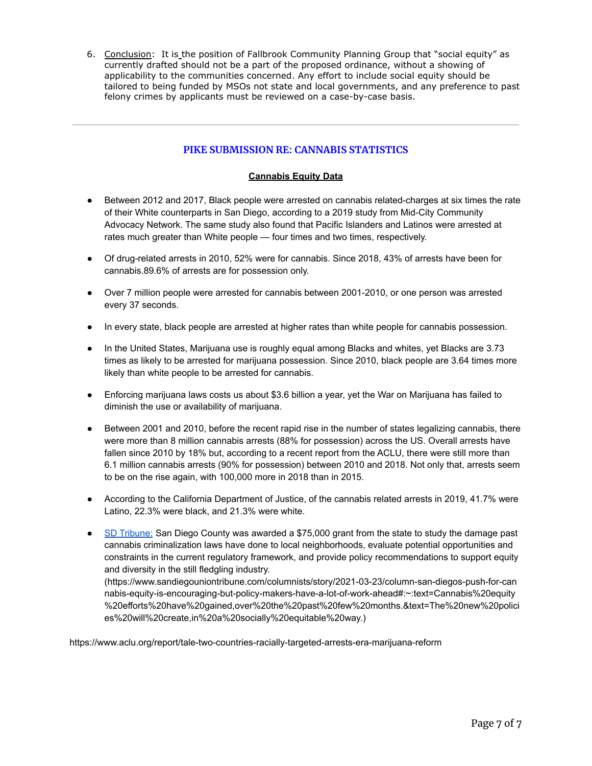6. Conclusion: It is the position of Fallbrook Community Planning Group that "social equity" as currently drafted should not be a part of the proposed ordinance, without a showing of applicability to the communities concerned. Any effort to include social equity should be tailored to being funded by MSOs not state and local governments, and any preference to past felony crimes by applicants must be reviewed on a case-by-case basis.

---

## PIKE SUBMISSION RE: CANNABIS STATISTICS

### Cannabis Equity Data

- Between 2012 and 2017, Black people were arrested on cannabis related-charges at six times the rate of their White counterparts in San Diego, according to a 2019 study from Mid-City Community Advocacy Network. The same study also found that Pacific Islanders and Latinos were arrested at rates much greater than White people — four times and two times, respectively.
- Of drug-related arrests in 2010, 52% were for cannabis. Since 2018, 43% of arrests have been for cannabis.89.6% of arrests are for possession only.
- Over 7 million people were arrested for cannabis between 2001-2010, or one person was arrested every 37 seconds.
- In every state, black people are arrested at higher rates than white people for cannabis possession.
- In the United States, Marijuana use is roughly equal among Blacks and whites, yet Blacks are 3.73 times as likely to be arrested for marijuana possession. Since 2010, black people are 3.64 times more likely than white people to be arrested for cannabis.
- Enforcing marijuana laws costs us about $3.6 billion a year, yet the War on Marijuana has failed to diminish the use or availability of marijuana.
- Between 2001 and 2010, before the recent rapid rise in the number of states legalizing cannabis, there were more than 8 million cannabis arrests (88% for possession) across the US. Overall arrests have fallen since 2010 by 18% but, according to a recent report from the ACLU, there were still more than 6.1 million cannabis arrests (90% for possession) between 2010 and 2018. Not only that, arrests seem to be on the rise again, with 100,000 more in 2018 than in 2015.
- According to the California Department of Justice, of the cannabis related arrests in 2019, 41.7% were Latino, 22.3% were black, and 21.3% were white.
- SD Tribune: San Diego County was awarded a $75,000 grant from the state to study the damage past cannabis criminalization laws have done to local neighborhoods, evaluate potential opportunities and constraints in the current regulatory framework, and provide policy recommendations to support equity and diversity in the still fledgling industry. (https://www.sandiegouniontribune.com/columnists/story/2021-03-23/column-san-diegos-push-for-cannabis-equity-is-encouraging-but-policy-makers-have-a-lot-of-work-ahead#:~:text=Cannabis%20equity%20efforts%20have%20gained,over%20the%20past%20few%20months.&text=The%20new%20policies%20will%20create,in%20a%20socially%20equitable%20way.)

https://www.aclu.org/report/tale-two-countries-racially-targeted-arrests-era-marijuana-reform